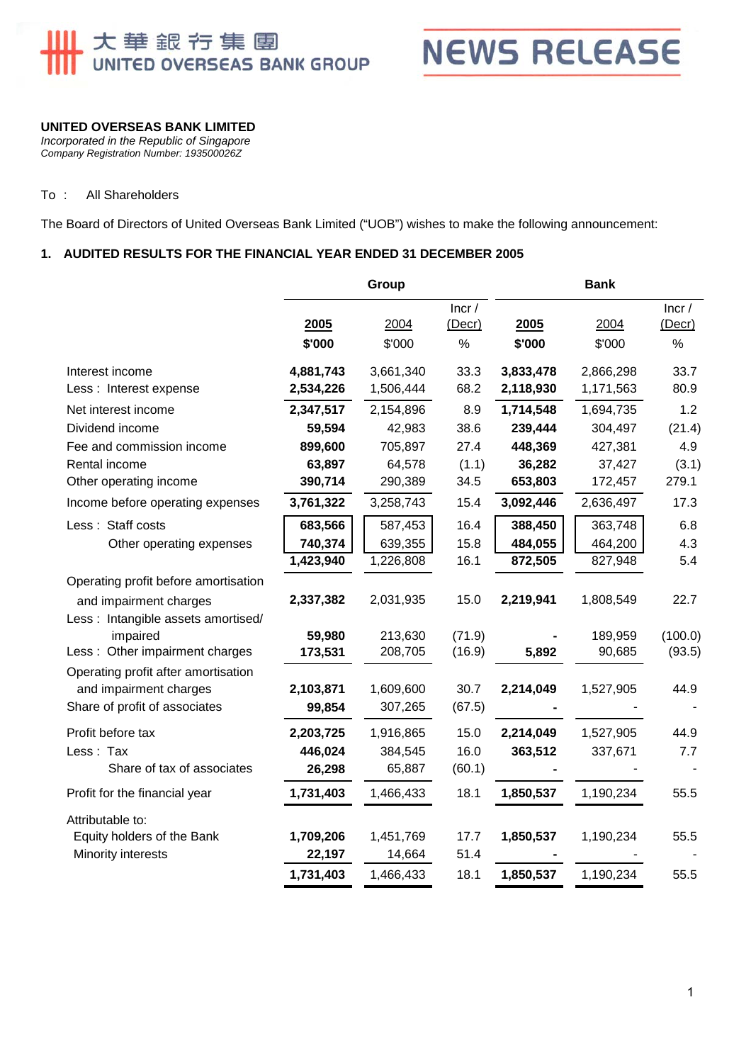大華銀行集團 UNITED OVERSEAS BANK GROUP

NEWS RELEASE

**UNITED OVERSEAS BANK LIMITED**
*Incorporated in the Republic of Singapore*
*Company Registration Number: 193500026Z*

To : All Shareholders

The Board of Directors of United Overseas Bank Limited ("UOB") wishes to make the following announcement:

## 1. AUDITED RESULTS FOR THE FINANCIAL YEAR ENDED 31 DECEMBER 2005

| | Group | | | Bank | | |
|---|---|---|---|---|---|---|
| | **2005** | 2004 | Incr / (Decr) | **2005** | 2004 | Incr / (Decr) |
| | **$'000** | $'000 | % | **$'000** | $'000 | % |
| Interest income | **4,881,743** | 3,661,340 | 33.3 | **3,833,478** | 2,866,298 | 33.7 |
| Less : Interest expense | **2,534,226** | 1,506,444 | 68.2 | **2,118,930** | 1,171,563 | 80.9 |
| Net interest income | **2,347,517** | 2,154,896 | 8.9 | **1,714,548** | 1,694,735 | 1.2 |
| Dividend income | **59,594** | 42,983 | 38.6 | **239,444** | 304,497 | (21.4) |
| Fee and commission income | **899,600** | 705,897 | 27.4 | **448,369** | 427,381 | 4.9 |
| Rental income | **63,897** | 64,578 | (1.1) | **36,282** | 37,427 | (3.1) |
| Other operating income | **390,714** | 290,389 | 34.5 | **653,803** | 172,457 | 279.1 |
| Income before operating expenses | **3,761,322** | 3,258,743 | 15.4 | **3,092,446** | 2,636,497 | 17.3 |
| Less : Staff costs | **683,566** | 587,453 | 16.4 | **388,450** | 363,748 | 6.8 |
| Other operating expenses | **740,374** | 639,355 | 15.8 | **484,055** | 464,200 | 4.3 |
| | **1,423,940** | 1,226,808 | 16.1 | **872,505** | 827,948 | 5.4 |
| Operating profit before amortisation and impairment charges | **2,337,382** | 2,031,935 | 15.0 | **2,219,941** | 1,808,549 | 22.7 |
| Less : Intangible assets amortised/ impaired | **59,980** | 213,630 | (71.9) | **-** | 189,959 | (100.0) |
| Less : Other impairment charges | **173,531** | 208,705 | (16.9) | **5,892** | 90,685 | (93.5) |
| Operating profit after amortisation and impairment charges | **2,103,871** | 1,609,600 | 30.7 | **2,214,049** | 1,527,905 | 44.9 |
| Share of profit of associates | **99,854** | 307,265 | (67.5) | **-** | - | - |
| Profit before tax | **2,203,725** | 1,916,865 | 15.0 | **2,214,049** | 1,527,905 | 44.9 |
| Less : Tax | **446,024** | 384,545 | 16.0 | **363,512** | 337,671 | 7.7 |
| Share of tax of associates | **26,298** | 65,887 | (60.1) | **-** | - | - |
| Profit for the financial year | **1,731,403** | 1,466,433 | 18.1 | **1,850,537** | 1,190,234 | 55.5 |
| Attributable to: | | | | | | |
| Equity holders of the Bank | **1,709,206** | 1,451,769 | 17.7 | **1,850,537** | 1,190,234 | 55.5 |
| Minority interests | **22,197** | 14,664 | 51.4 | **-** | - | - |
| | **1,731,403** | 1,466,433 | 18.1 | **1,850,537** | 1,190,234 | 55.5 |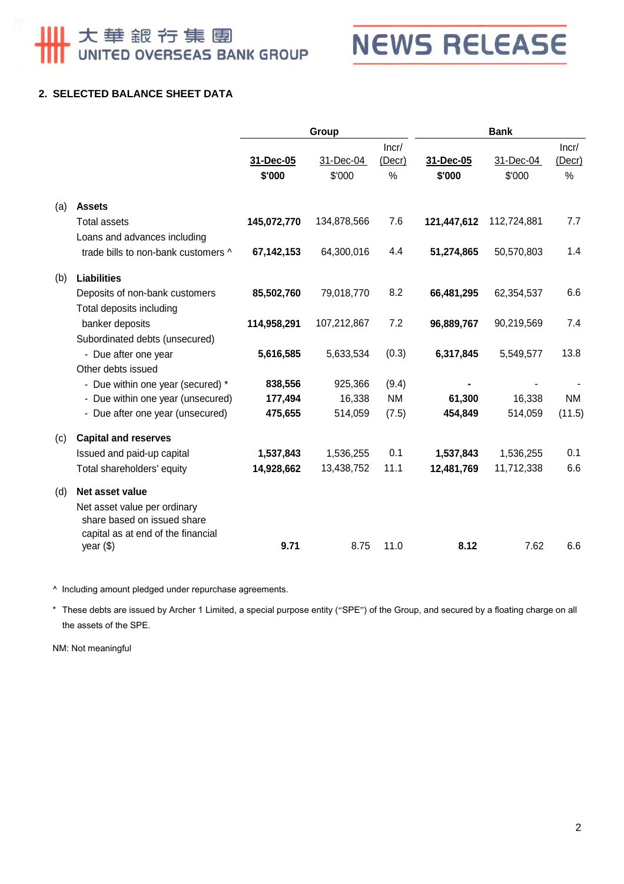## 2. SELECTED BALANCE SHEET DATA

| | | Group | | | Bank | | |
|---|---|---|---|---|---|---|---|
| | | **31-Dec-05** | 31-Dec-04 | Incr/ (Decr) | **31-Dec-05** | 31-Dec-04 | Incr/ (Decr) |
| | | **$'000** | $'000 | % | **$'000** | $'000 | % |
| (a) | **Assets** | | | | | | |
| | Total assets | **145,072,770** | 134,878,566 | 7.6 | **121,447,612** | 112,724,881 | 7.7 |
| | Loans and advances including trade bills to non-bank customers ^ | **67,142,153** | 64,300,016 | 4.4 | **51,274,865** | 50,570,803 | 1.4 |
| (b) | **Liabilities** | | | | | | |
| | Deposits of non-bank customers | **85,502,760** | 79,018,770 | 8.2 | **66,481,295** | 62,354,537 | 6.6 |
| | Total deposits including banker deposits | **114,958,291** | 107,212,867 | 7.2 | **96,889,767** | 90,219,569 | 7.4 |
| | Subordinated debts (unsecured) | | | | | | |
| | - Due after one year | **5,616,585** | 5,633,534 | (0.3) | **6,317,845** | 5,549,577 | 13.8 |
| | Other debts issued | | | | | | |
| | - Due within one year (secured) * | **838,556** | 925,366 | (9.4) | **-** | - | - |
| | - Due within one year (unsecured) | **177,494** | 16,338 | NM | **61,300** | 16,338 | NM |
| | - Due after one year (unsecured) | **475,655** | 514,059 | (7.5) | **454,849** | 514,059 | (11.5) |
| (c) | **Capital and reserves** | | | | | | |
| | Issued and paid-up capital | **1,537,843** | 1,536,255 | 0.1 | **1,537,843** | 1,536,255 | 0.1 |
| | Total shareholders' equity | **14,928,662** | 13,438,752 | 11.1 | **12,481,769** | 11,712,338 | 6.6 |
| (d) | **Net asset value** | | | | | | |
| | Net asset value per ordinary share based on issued share capital as at end of the financial year ($) | **9.71** | 8.75 | 11.0 | **8.12** | 7.62 | 6.6 |

^ Including amount pledged under repurchase agreements.

* These debts are issued by Archer 1 Limited, a special purpose entity ("SPE") of the Group, and secured by a floating charge on all the assets of the SPE.

NM: Not meaningful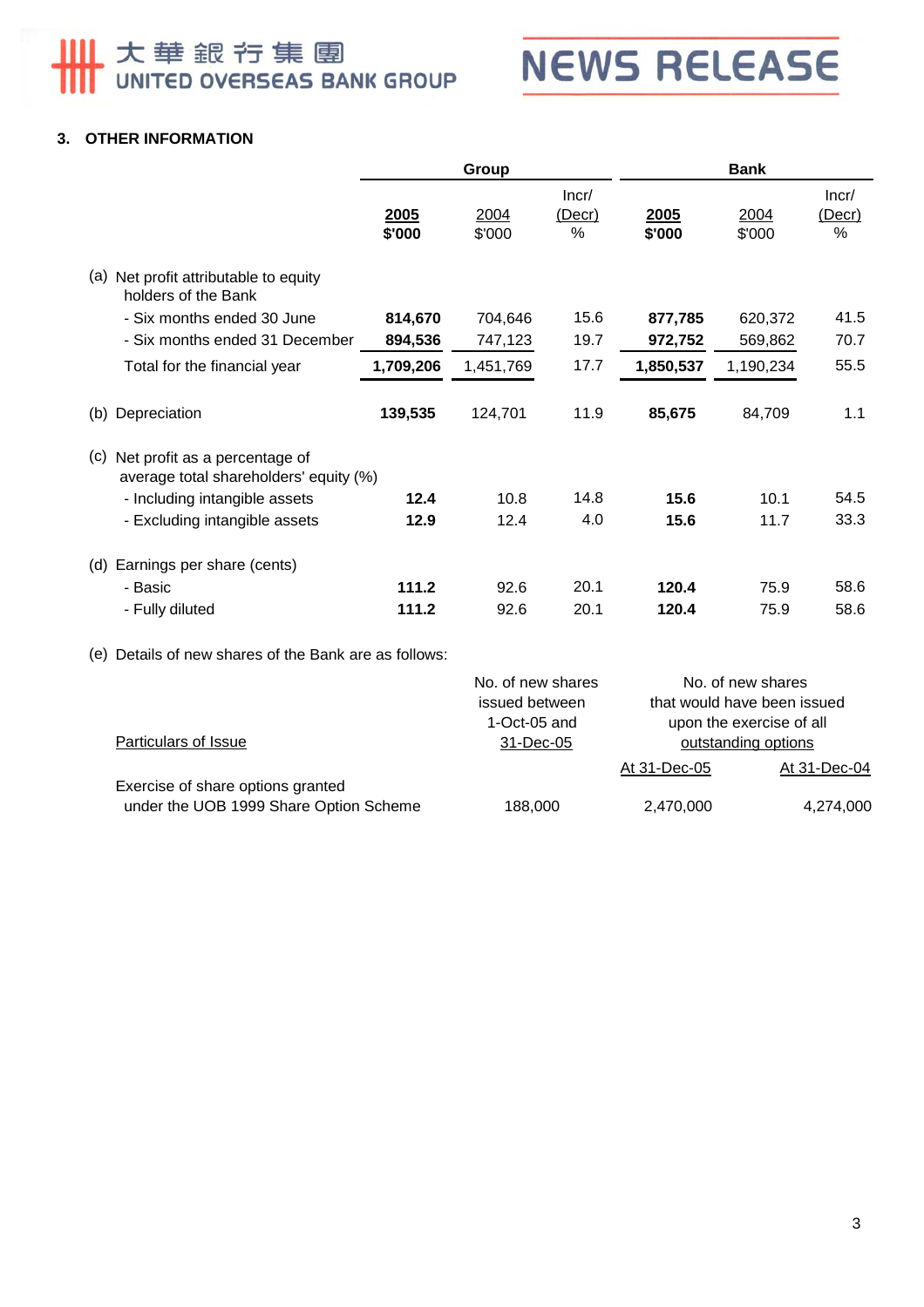## 3. OTHER INFORMATION

| | Group | | | Bank | | |
|---|---|---|---|---|---|---|
| | **2005** **$'000** | 2004 $'000 | Incr/ (Decr) % | **2005** **$'000** | 2004 $'000 | Incr/ (Decr) % |
| (a) Net profit attributable to equity holders of the Bank | | | | | | |
| - Six months ended 30 June | **814,670** | 704,646 | 15.6 | **877,785** | 620,372 | 41.5 |
| - Six months ended 31 December | **894,536** | 747,123 | 19.7 | **972,752** | 569,862 | 70.7 |
| Total for the financial year | **1,709,206** | 1,451,769 | 17.7 | **1,850,537** | 1,190,234 | 55.5 |
| (b) Depreciation | **139,535** | 124,701 | 11.9 | **85,675** | 84,709 | 1.1 |
| (c) Net profit as a percentage of average total shareholders' equity (%) | | | | | | |
| - Including intangible assets | **12.4** | 10.8 | 14.8 | **15.6** | 10.1 | 54.5 |
| - Excluding intangible assets | **12.9** | 12.4 | 4.0 | **15.6** | 11.7 | 33.3 |
| (d) Earnings per share (cents) | | | | | | |
| - Basic | **111.2** | 92.6 | 20.1 | **120.4** | 75.9 | 58.6 |
| - Fully diluted | **111.2** | 92.6 | 20.1 | **120.4** | 75.9 | 58.6 |

(e) Details of new shares of the Bank are as follows:

| Particulars of Issue | No. of new shares issued between 1-Oct-05 and 31-Dec-05 | No. of new shares that would have been issued upon the exercise of all outstanding options | |
|---|---|---|---|
| | | At 31-Dec-05 | At 31-Dec-04 |
| Exercise of share options granted under the UOB 1999 Share Option Scheme | 188,000 | 2,470,000 | 4,274,000 |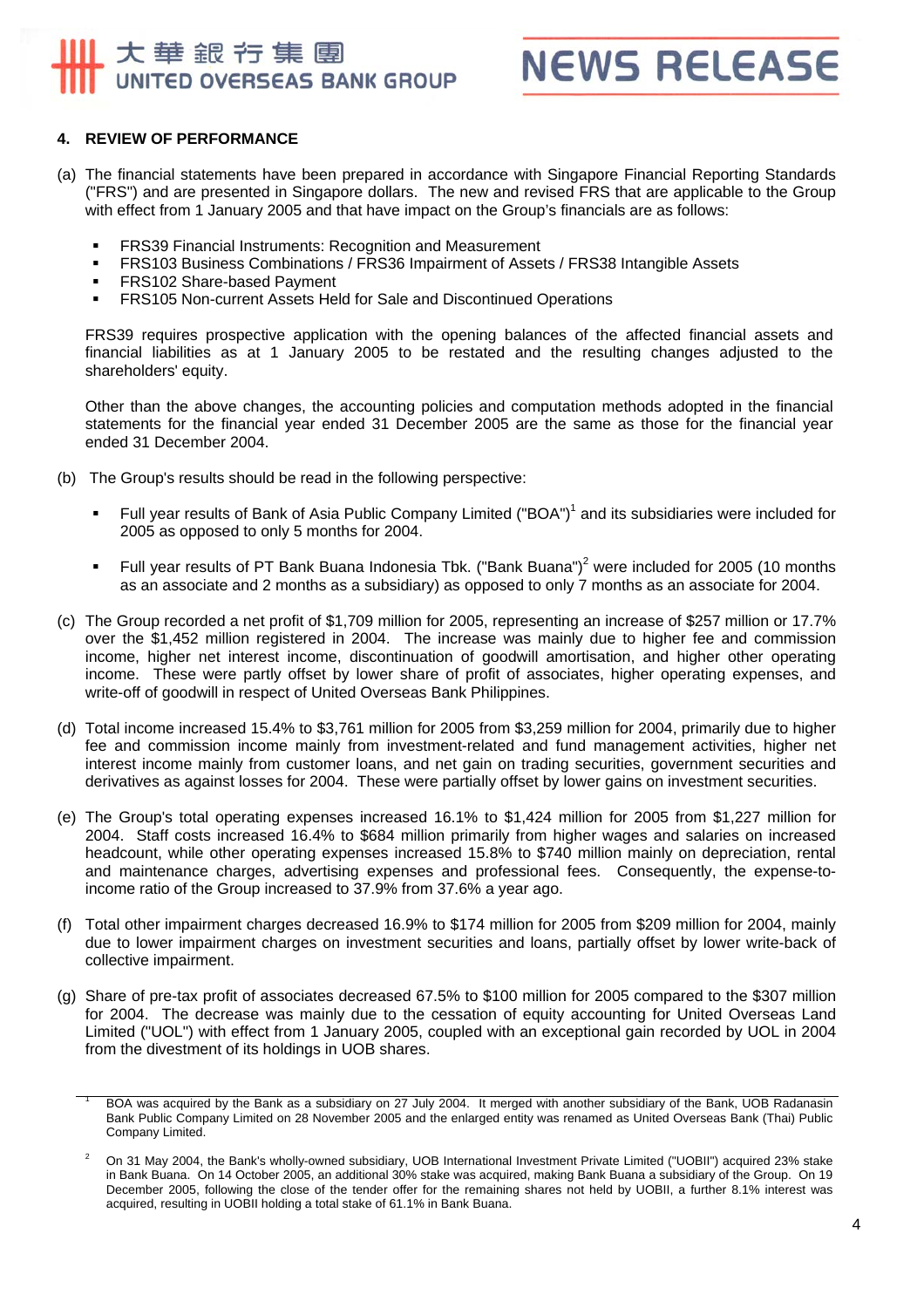## 4. REVIEW OF PERFORMANCE

(a) The financial statements have been prepared in accordance with Singapore Financial Reporting Standards ("FRS") and are presented in Singapore dollars. The new and revised FRS that are applicable to the Group with effect from 1 January 2005 and that have impact on the Group's financials are as follows:

- FRS39 Financial Instruments: Recognition and Measurement
- FRS103 Business Combinations / FRS36 Impairment of Assets / FRS38 Intangible Assets
- FRS102 Share-based Payment
- FRS105 Non-current Assets Held for Sale and Discontinued Operations

FRS39 requires prospective application with the opening balances of the affected financial assets and financial liabilities as at 1 January 2005 to be restated and the resulting changes adjusted to the shareholders' equity.

Other than the above changes, the accounting policies and computation methods adopted in the financial statements for the financial year ended 31 December 2005 are the same as those for the financial year ended 31 December 2004.

(b) The Group's results should be read in the following perspective:

- Full year results of Bank of Asia Public Company Limited ("BOA")[1] and its subsidiaries were included for 2005 as opposed to only 5 months for 2004.
- Full year results of PT Bank Buana Indonesia Tbk. ("Bank Buana")[2] were included for 2005 (10 months as an associate and 2 months as a subsidiary) as opposed to only 7 months as an associate for 2004.

(c) The Group recorded a net profit of $1,709 million for 2005, representing an increase of $257 million or 17.7% over the $1,452 million registered in 2004. The increase was mainly due to higher fee and commission income, higher net interest income, discontinuation of goodwill amortisation, and higher other operating income. These were partly offset by lower share of profit of associates, higher operating expenses, and write-off of goodwill in respect of United Overseas Bank Philippines.

(d) Total income increased 15.4% to $3,761 million for 2005 from $3,259 million for 2004, primarily due to higher fee and commission income mainly from investment-related and fund management activities, higher net interest income mainly from customer loans, and net gain on trading securities, government securities and derivatives as against losses for 2004. These were partially offset by lower gains on investment securities.

(e) The Group's total operating expenses increased 16.1% to $1,424 million for 2005 from $1,227 million for 2004. Staff costs increased 16.4% to $684 million primarily from higher wages and salaries on increased headcount, while other operating expenses increased 15.8% to $740 million mainly on depreciation, rental and maintenance charges, advertising expenses and professional fees. Consequently, the expense-to-income ratio of the Group increased to 37.9% from 37.6% a year ago.

(f) Total other impairment charges decreased 16.9% to $174 million for 2005 from $209 million for 2004, mainly due to lower impairment charges on investment securities and loans, partially offset by lower write-back of collective impairment.

(g) Share of pre-tax profit of associates decreased 67.5% to $100 million for 2005 compared to the $307 million for 2004. The decrease was mainly due to the cessation of equity accounting for United Overseas Land Limited ("UOL") with effect from 1 January 2005, coupled with an exceptional gain recorded by UOL in 2004 from the divestment of its holdings in UOB shares.

---

[1] BOA was acquired by the Bank as a subsidiary on 27 July 2004. It merged with another subsidiary of the Bank, UOB Radanasin Bank Public Company Limited on 28 November 2005 and the enlarged entity was renamed as United Overseas Bank (Thai) Public Company Limited.

[2] On 31 May 2004, the Bank's wholly-owned subsidiary, UOB International Investment Private Limited ("UOBII") acquired 23% stake in Bank Buana. On 14 October 2005, an additional 30% stake was acquired, making Bank Buana a subsidiary of the Group. On 19 December 2005, following the close of the tender offer for the remaining shares not held by UOBII, a further 8.1% interest was acquired, resulting in UOBII holding a total stake of 61.1% in Bank Buana.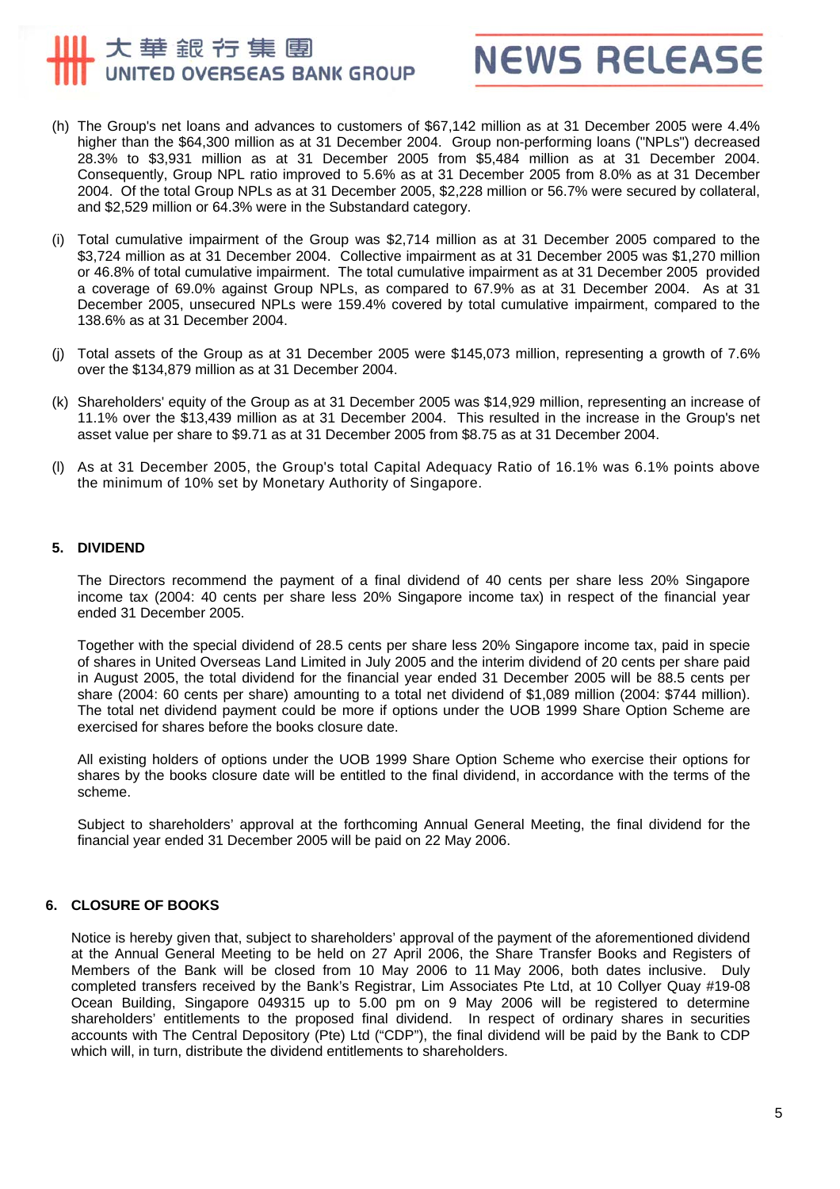(h) The Group's net loans and advances to customers of $67,142 million as at 31 December 2005 were 4.4% higher than the $64,300 million as at 31 December 2004. Group non-performing loans ("NPLs") decreased 28.3% to $3,931 million as at 31 December 2005 from $5,484 million as at 31 December 2004. Consequently, Group NPL ratio improved to 5.6% as at 31 December 2005 from 8.0% as at 31 December 2004. Of the total Group NPLs as at 31 December 2005, $2,228 million or 56.7% were secured by collateral, and $2,529 million or 64.3% were in the Substandard category.

(i) Total cumulative impairment of the Group was $2,714 million as at 31 December 2005 compared to the $3,724 million as at 31 December 2004. Collective impairment as at 31 December 2005 was $1,270 million or 46.8% of total cumulative impairment. The total cumulative impairment as at 31 December 2005 provided a coverage of 69.0% against Group NPLs, as compared to 67.9% as at 31 December 2004. As at 31 December 2005, unsecured NPLs were 159.4% covered by total cumulative impairment, compared to the 138.6% as at 31 December 2004.

(j) Total assets of the Group as at 31 December 2005 were $145,073 million, representing a growth of 7.6% over the $134,879 million as at 31 December 2004.

(k) Shareholders' equity of the Group as at 31 December 2005 was $14,929 million, representing an increase of 11.1% over the $13,439 million as at 31 December 2004. This resulted in the increase in the Group's net asset value per share to $9.71 as at 31 December 2005 from $8.75 as at 31 December 2004.

(l) As at 31 December 2005, the Group's total Capital Adequacy Ratio of 16.1% was 6.1% points above the minimum of 10% set by Monetary Authority of Singapore.

## 5. DIVIDEND

The Directors recommend the payment of a final dividend of 40 cents per share less 20% Singapore income tax (2004: 40 cents per share less 20% Singapore income tax) in respect of the financial year ended 31 December 2005.

Together with the special dividend of 28.5 cents per share less 20% Singapore income tax, paid in specie of shares in United Overseas Land Limited in July 2005 and the interim dividend of 20 cents per share paid in August 2005, the total dividend for the financial year ended 31 December 2005 will be 88.5 cents per share (2004: 60 cents per share) amounting to a total net dividend of $1,089 million (2004: $744 million). The total net dividend payment could be more if options under the UOB 1999 Share Option Scheme are exercised for shares before the books closure date.

All existing holders of options under the UOB 1999 Share Option Scheme who exercise their options for shares by the books closure date will be entitled to the final dividend, in accordance with the terms of the scheme.

Subject to shareholders' approval at the forthcoming Annual General Meeting, the final dividend for the financial year ended 31 December 2005 will be paid on 22 May 2006.

## 6. CLOSURE OF BOOKS

Notice is hereby given that, subject to shareholders' approval of the payment of the aforementioned dividend at the Annual General Meeting to be held on 27 April 2006, the Share Transfer Books and Registers of Members of the Bank will be closed from 10 May 2006 to 11 May 2006, both dates inclusive. Duly completed transfers received by the Bank's Registrar, Lim Associates Pte Ltd, at 10 Collyer Quay #19-08 Ocean Building, Singapore 049315 up to 5.00 pm on 9 May 2006 will be registered to determine shareholders' entitlements to the proposed final dividend. In respect of ordinary shares in securities accounts with The Central Depository (Pte) Ltd ("CDP"), the final dividend will be paid by the Bank to CDP which will, in turn, distribute the dividend entitlements to shareholders.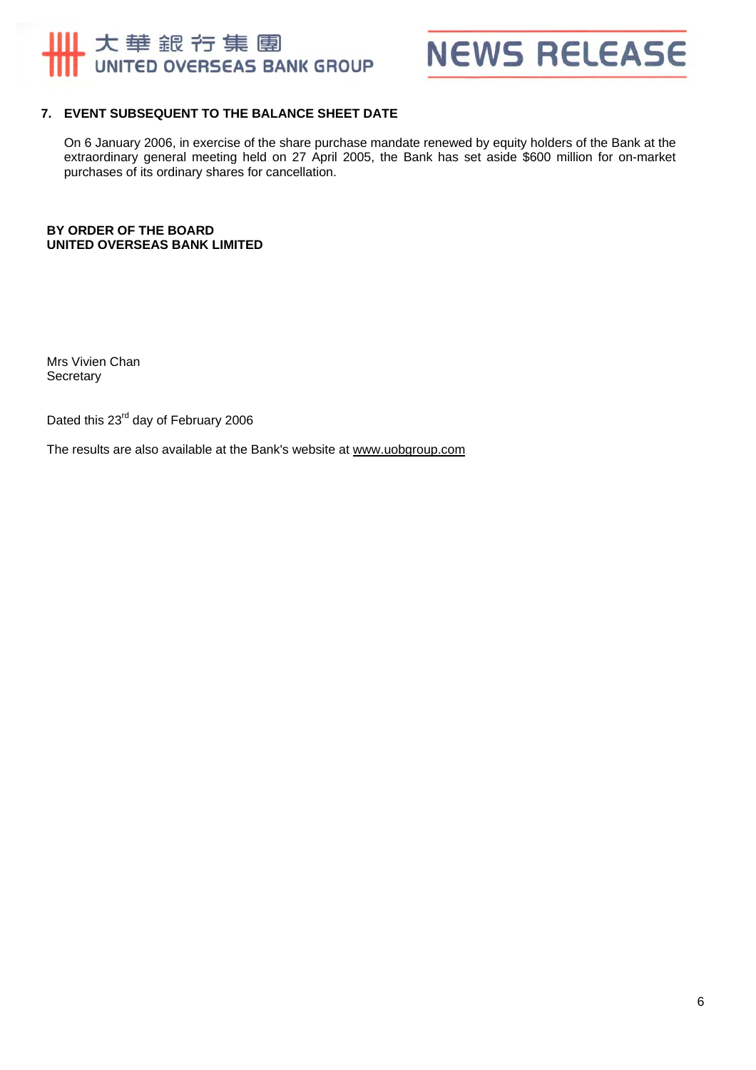## 7. EVENT SUBSEQUENT TO THE BALANCE SHEET DATE

On 6 January 2006, in exercise of the share purchase mandate renewed by equity holders of the Bank at the extraordinary general meeting held on 27 April 2005, the Bank has set aside $600 million for on-market purchases of its ordinary shares for cancellation.

**BY ORDER OF THE BOARD**
**UNITED OVERSEAS BANK LIMITED**

Mrs Vivien Chan
Secretary

Dated this 23rd day of February 2006

The results are also available at the Bank's website at www.uobgroup.com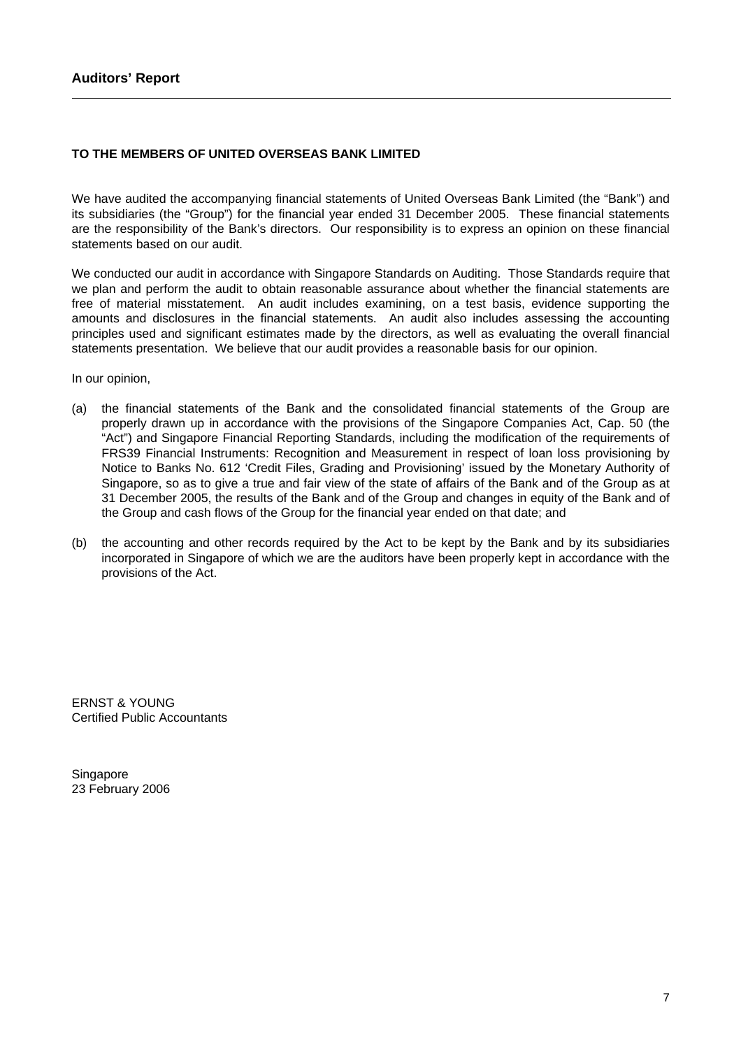## Auditors' Report

**TO THE MEMBERS OF UNITED OVERSEAS BANK LIMITED**

We have audited the accompanying financial statements of United Overseas Bank Limited (the "Bank") and its subsidiaries (the "Group") for the financial year ended 31 December 2005. These financial statements are the responsibility of the Bank's directors. Our responsibility is to express an opinion on these financial statements based on our audit.

We conducted our audit in accordance with Singapore Standards on Auditing. Those Standards require that we plan and perform the audit to obtain reasonable assurance about whether the financial statements are free of material misstatement. An audit includes examining, on a test basis, evidence supporting the amounts and disclosures in the financial statements. An audit also includes assessing the accounting principles used and significant estimates made by the directors, as well as evaluating the overall financial statements presentation. We believe that our audit provides a reasonable basis for our opinion.

In our opinion,

(a) the financial statements of the Bank and the consolidated financial statements of the Group are properly drawn up in accordance with the provisions of the Singapore Companies Act, Cap. 50 (the "Act") and Singapore Financial Reporting Standards, including the modification of the requirements of FRS39 Financial Instruments: Recognition and Measurement in respect of loan loss provisioning by Notice to Banks No. 612 'Credit Files, Grading and Provisioning' issued by the Monetary Authority of Singapore, so as to give a true and fair view of the state of affairs of the Bank and of the Group as at 31 December 2005, the results of the Bank and of the Group and changes in equity of the Bank and of the Group and cash flows of the Group for the financial year ended on that date; and

(b) the accounting and other records required by the Act to be kept by the Bank and by its subsidiaries incorporated in Singapore of which we are the auditors have been properly kept in accordance with the provisions of the Act.

ERNST & YOUNG
Certified Public Accountants

Singapore
23 February 2006